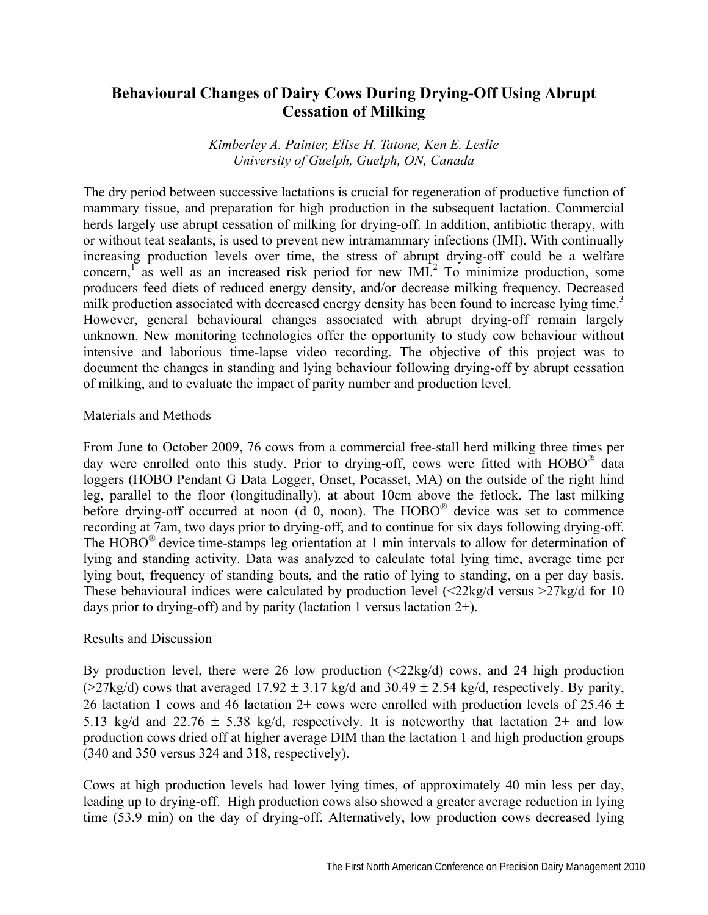# Behavioural Changes of Dairy Cows During Drying-Off Using Abrupt Cessation of Milking

*Kimberley A. Painter, Elise H. Tatone, Ken E. Leslie*
*University of Guelph, Guelph, ON, Canada*

The dry period between successive lactations is crucial for regeneration of productive function of mammary tissue, and preparation for high production in the subsequent lactation. Commercial herds largely use abrupt cessation of milking for drying-off. In addition, antibiotic therapy, with or without teat sealants, is used to prevent new intramammary infections (IMI). With continually increasing production levels over time, the stress of abrupt drying-off could be a welfare concern,[1] as well as an increased risk period for new IMI.[2] To minimize production, some producers feed diets of reduced energy density, and/or decrease milking frequency. Decreased milk production associated with decreased energy density has been found to increase lying time.[3] However, general behavioural changes associated with abrupt drying-off remain largely unknown. New monitoring technologies offer the opportunity to study cow behaviour without intensive and laborious time-lapse video recording. The objective of this project was to document the changes in standing and lying behaviour following drying-off by abrupt cessation of milking, and to evaluate the impact of parity number and production level.

## Materials and Methods

From June to October 2009, 76 cows from a commercial free-stall herd milking three times per day were enrolled onto this study. Prior to drying-off, cows were fitted with HOBO® data loggers (HOBO Pendant G Data Logger, Onset, Pocasset, MA) on the outside of the right hind leg, parallel to the floor (longitudinally), at about 10cm above the fetlock. The last milking before drying-off occurred at noon (d 0, noon). The HOBO® device was set to commence recording at 7am, two days prior to drying-off, and to continue for six days following drying-off. The HOBO® device time-stamps leg orientation at 1 min intervals to allow for determination of lying and standing activity. Data was analyzed to calculate total lying time, average time per lying bout, frequency of standing bouts, and the ratio of lying to standing, on a per day basis. These behavioural indices were calculated by production level (<22kg/d versus >27kg/d for 10 days prior to drying-off) and by parity (lactation 1 versus lactation 2+).

## Results and Discussion

By production level, there were 26 low production (<22kg/d) cows, and 24 high production (>27kg/d) cows that averaged 17.92 ± 3.17 kg/d and 30.49 ± 2.54 kg/d, respectively. By parity, 26 lactation 1 cows and 46 lactation 2+ cows were enrolled with production levels of 25.46 ± 5.13 kg/d and 22.76 ± 5.38 kg/d, respectively. It is noteworthy that lactation 2+ and low production cows dried off at higher average DIM than the lactation 1 and high production groups (340 and 350 versus 324 and 318, respectively).

Cows at high production levels had lower lying times, of approximately 40 min less per day, leading up to drying-off. High production cows also showed a greater average reduction in lying time (53.9 min) on the day of drying-off. Alternatively, low production cows decreased lying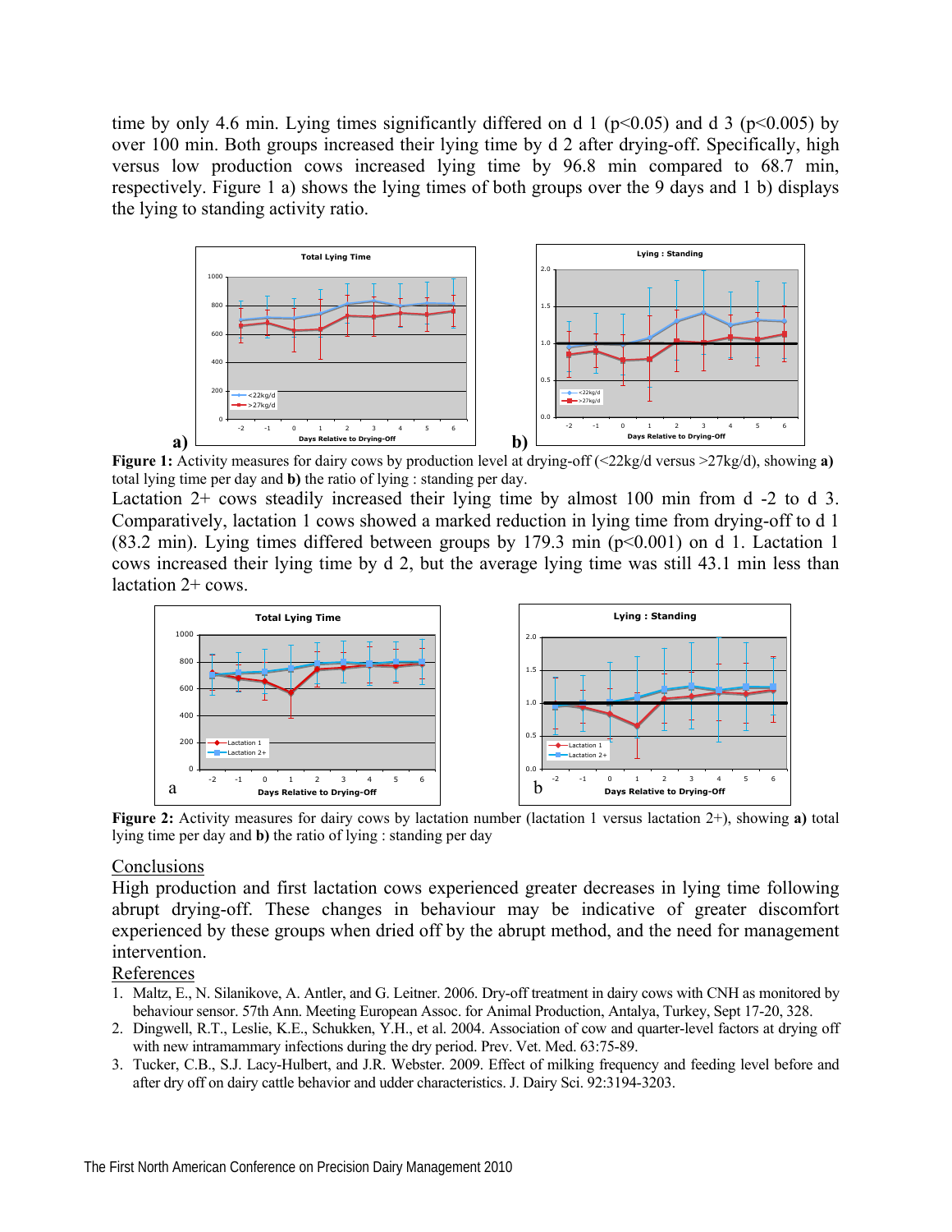time by only 4.6 min. Lying times significantly differed on d 1 ($p<0.05$) and d 3 ($p<0.005$) by over 100 min. Both groups increased their lying time by d 2 after drying-off. Specifically, high versus low production cows increased lying time by 96.8 min compared to 68.7 min, respectively. Figure 1 a) shows the lying times of both groups over the 9 days and 1 b) displays the lying to standing activity ratio.

a)

Total Lying Time

1000
800
600
400
200
0

-2 -1 0 1 2 3 4 5 6

Days Relative to Drying-Off

<22kg/d
>27kg/d

b)

Lying : Standing

2.0
1.5
1.0
0.5
0.0

-2 -1 0 1 2 3 4 5 6

Days Relative to Drying-Off

<22kg/d
>27kg/d

**Figure 1:** Activity measures for dairy cows by production level at drying-off (<22kg/d versus >27kg/d), showing **a)** total lying time per day and **b)** the ratio of lying : standing per day.

Lactation 2+ cows steadily increased their lying time by almost 100 min from d -2 to d 3. Comparatively, lactation 1 cows showed a marked reduction in lying time from drying-off to d 1 (83.2 min). Lying times differed between groups by 179.3 min ($p<0.001$) on d 1. Lactation 1 cows increased their lying time by d 2, but the average lying time was still 43.1 min less than lactation 2+ cows.

a

Total Lying Time

1000
800
600
400
200
0

-2 -1 0 1 2 3 4 5 6

Days Relative to Drying-Off

Lactation 1
Lactation 2+

b

Lying : Standing

2.0
1.5
1.0
0.5
0.0

-2 -1 0 1 2 3 4 5 6

Days Relative to Drying-Off

Lactation 1
Lactation 2+

**Figure 2:** Activity measures for dairy cows by lactation number (lactation 1 versus lactation 2+), showing **a)** total lying time per day and **b)** the ratio of lying : standing per day

## Conclusions

High production and first lactation cows experienced greater decreases in lying time following abrupt drying-off. These changes in behaviour may be indicative of greater discomfort experienced by these groups when dried off by the abrupt method, and the need for management intervention.

## References

1. Maltz, E., N. Silanikove, A. Antler, and G. Leitner. 2006. Dry-off treatment in dairy cows with CNH as monitored by behaviour sensor. 57th Ann. Meeting European Assoc. for Animal Production, Antalya, Turkey, Sept 17-20, 328.
2. Dingwell, R.T., Leslie, K.E., Schukken, Y.H., et al. 2004. Association of cow and quarter-level factors at drying off with new intramammary infections during the dry period. Prev. Vet. Med. 63:75-89.
3. Tucker, C.B., S.J. Lacy-Hulbert, and J.R. Webster. 2009. Effect of milking frequency and feeding level before and after dry off on dairy cattle behavior and udder characteristics. J. Dairy Sci. 92:3194-3203.